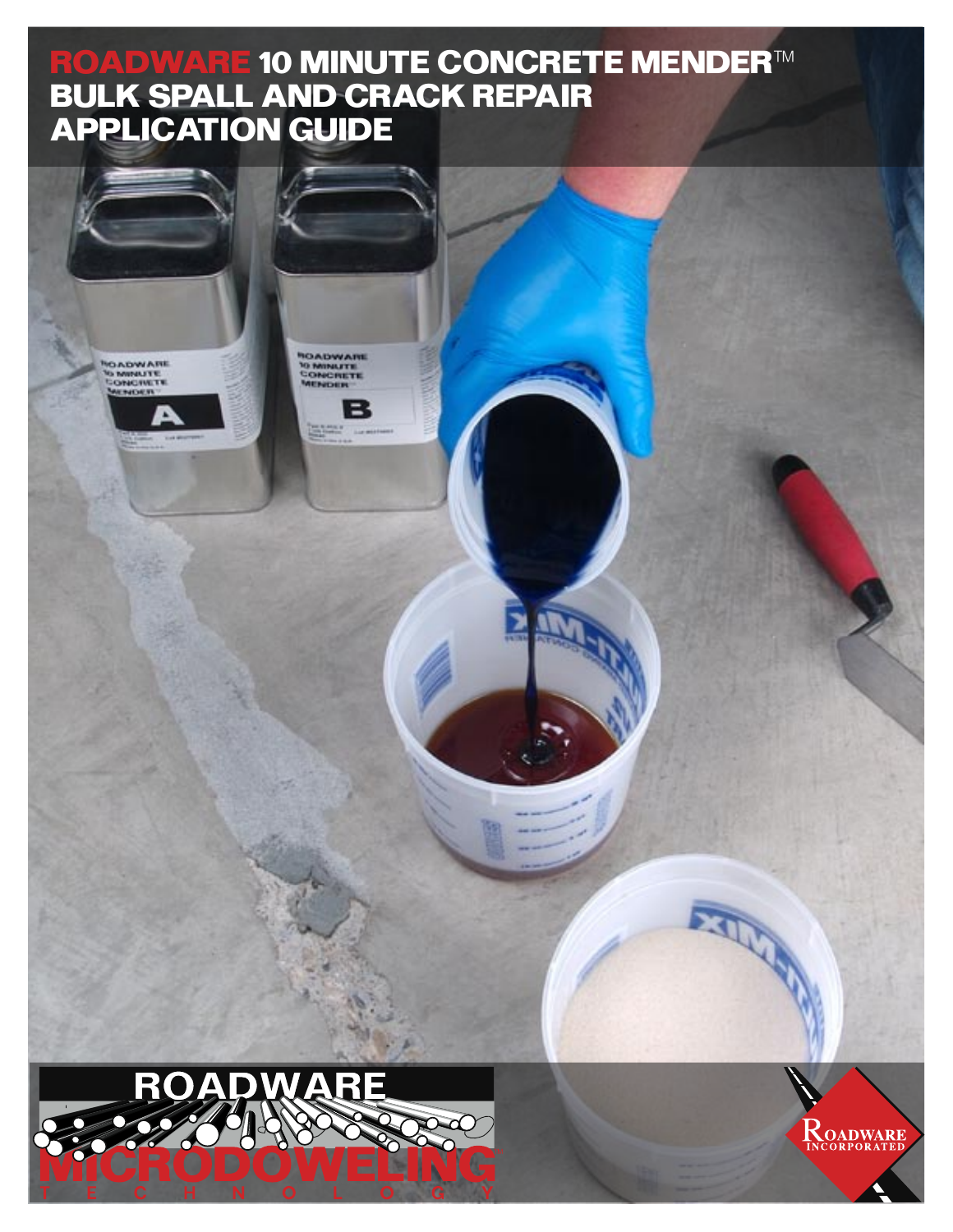# ROADWARE 10 MINUTE CONCRETE MENDER™ BULK SPALL AND CRACK REPAIR APPLICATION GUIDE

ROADWARE MICRODOWELING TECHNOLOGY

ROADWARE INCORPORATED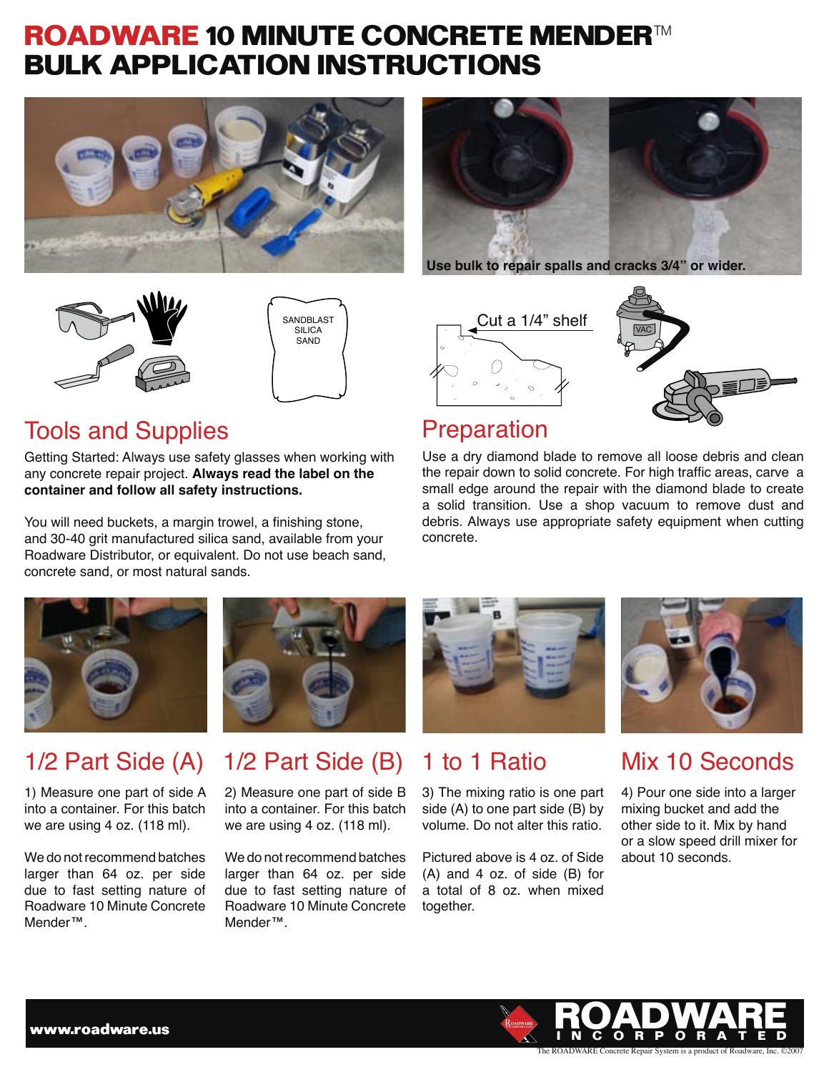# ROADWARE 10 MINUTE CONCRETE MENDER™ BULK APPLICATION INSTRUCTIONS

Use bulk to repair spalls and cracks 3/4" or wider.

SANDBLAST SILICA SAND

Cut a 1/4" shelf

VAC

## Tools and Supplies

Getting Started: Always use safety glasses when working with any concrete repair project. **Always read the label on the container and follow all safety instructions.**

You will need buckets, a margin trowel, a finishing stone, and 30-40 grit manufactured silica sand, available from your Roadware Distributor, or equivalent. Do not use beach sand, concrete sand, or most natural sands.

## Preparation

Use a dry diamond blade to remove all loose debris and clean the repair down to solid concrete. For high traffic areas, carve a small edge around the repair with the diamond blade to create a solid transition. Use a shop vacuum to remove dust and debris. Always use appropriate safety equipment when cutting concrete.

## 1/2 Part Side (A)

1) Measure one part of side A into a container. For this batch we are using 4 oz. (118 ml).

We do not recommend batches larger than 64 oz. per side due to fast setting nature of Roadware 10 Minute Concrete Mender™.

## 1/2 Part Side (B)

2) Measure one part of side B into a container. For this batch we are using 4 oz. (118 ml).

We do not recommend batches larger than 64 oz. per side due to fast setting nature of Roadware 10 Minute Concrete Mender™.

## 1 to 1 Ratio

3) The mixing ratio is one part side (A) to one part side (B) by volume. Do not alter this ratio.

Pictured above is 4 oz. of Side (A) and 4 oz. of side (B) for a total of 8 oz. when mixed together.

## Mix 10 Seconds

4) Pour one side into a larger mixing bucket and add the other side to it. Mix by hand or a slow speed drill mixer for about 10 seconds.

www.roadware.us

ROADWARE INCORPORATED

The ROADWARE Concrete Repair System is a product of Roadware, Inc. ©2007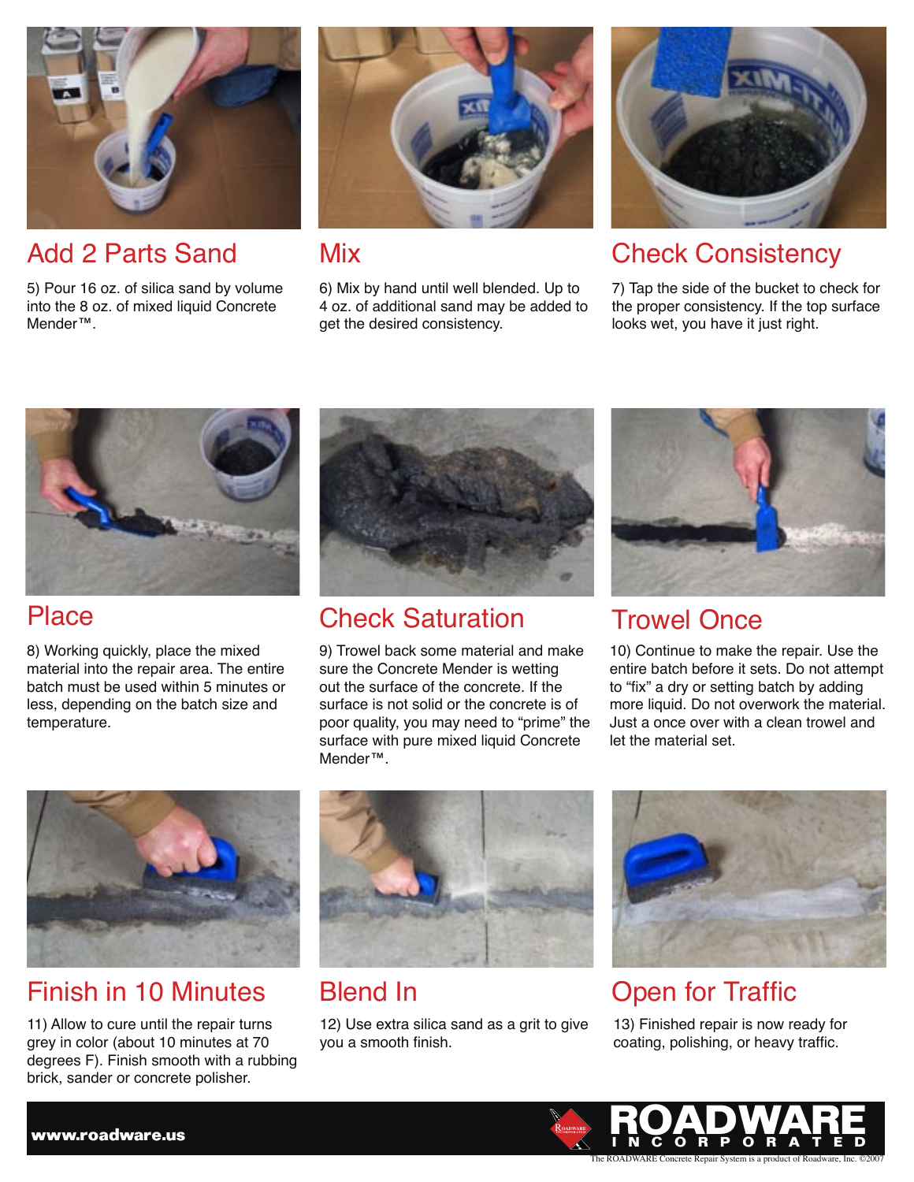## Add 2 Parts Sand

5) Pour 16 oz. of silica sand by volume into the 8 oz. of mixed liquid Concrete Mender™.

## Mix

6) Mix by hand until well blended. Up to 4 oz. of additional sand may be added to get the desired consistency.

## Check Consistency

7) Tap the side of the bucket to check for the proper consistency. If the top surface looks wet, you have it just right.

## Place

8) Working quickly, place the mixed material into the repair area. The entire batch must be used within 5 minutes or less, depending on the batch size and temperature.

## Check Saturation

9) Trowel back some material and make sure the Concrete Mender is wetting out the surface of the concrete. If the surface is not solid or the concrete is of poor quality, you may need to "prime" the surface with pure mixed liquid Concrete Mender™.

## Trowel Once

10) Continue to make the repair. Use the entire batch before it sets. Do not attempt to "fix" a dry or setting batch by adding more liquid. Do not overwork the material. Just a once over with a clean trowel and let the material set.

## Finish in 10 Minutes

11) Allow to cure until the repair turns grey in color (about 10 minutes at 70 degrees F). Finish smooth with a rubbing brick, sander or concrete polisher.

## Blend In

12) Use extra silica sand as a grit to give you a smooth finish.

## Open for Traffic

13) Finished repair is now ready for coating, polishing, or heavy traffic.

**www.roadware.us**

**ROADWARE INCORPORATED**

The ROADWARE Concrete Repair System is a product of Roadware, Inc. ©2007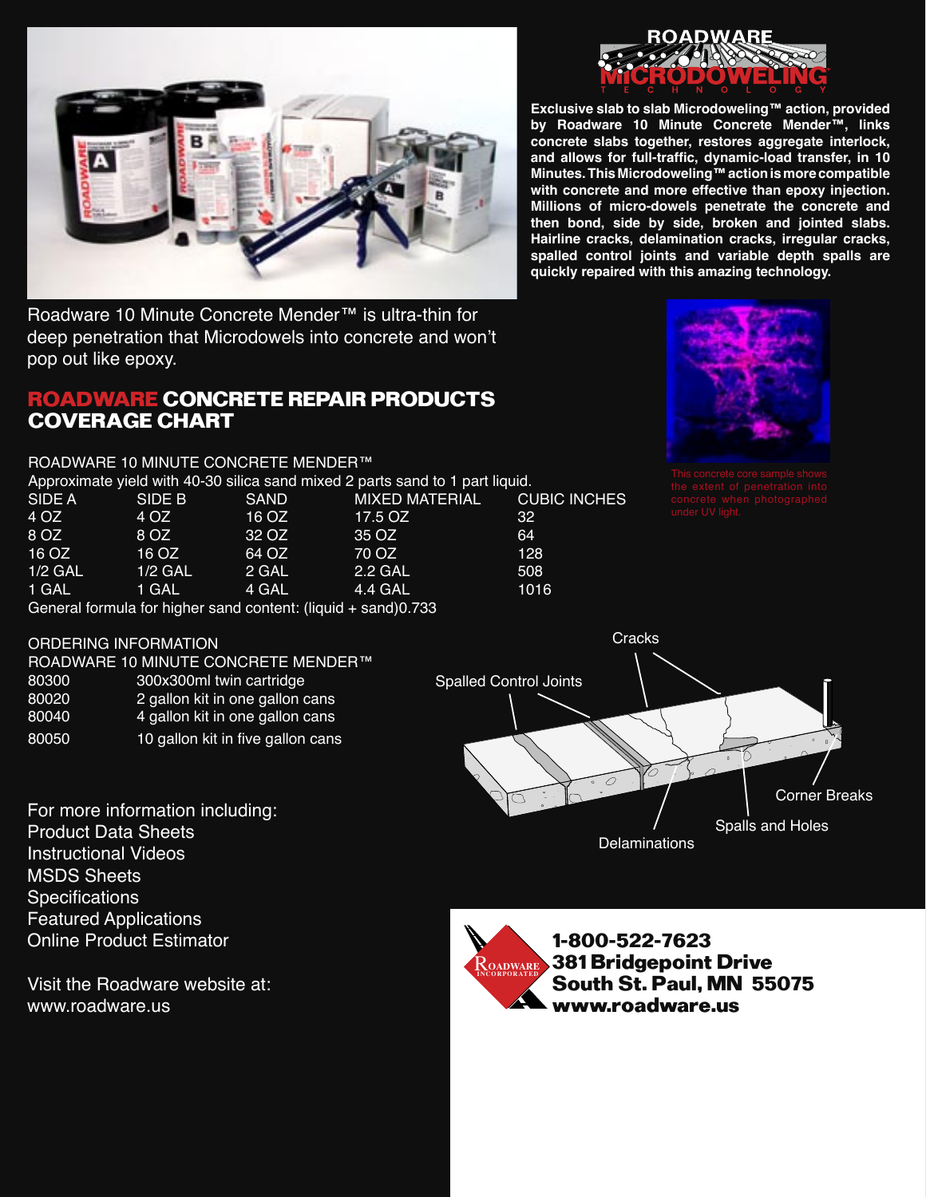Exclusive slab to slab Microdoweling™ action, provided by Roadware 10 Minute Concrete Mender™, links concrete slabs together, restores aggregate interlock, and allows for full-traffic, dynamic-load transfer, in 10 Minutes. This Microdoweling™ action is more compatible with concrete and more effective than epoxy injection. Millions of micro-dowels penetrate the concrete and then bond, side by side, broken and jointed slabs. Hairline cracks, delamination cracks, irregular cracks, spalled control joints and variable depth spalls are quickly repaired with this amazing technology.

Roadware 10 Minute Concrete Mender™ is ultra-thin for deep penetration that Microdowels into concrete and won't pop out like epoxy.

This concrete core sample shows the extent of penetration into concrete when photographed under UV light.

# ROADWARE CONCRETE REPAIR PRODUCTS COVERAGE CHART

ROADWARE 10 MINUTE CONCRETE MENDER™

Approximate yield with 40-30 silica sand mixed 2 parts sand to 1 part liquid.

| SIDE A | SIDE B | SAND | MIXED MATERIAL | CUBIC INCHES |
|---|---|---|---|---|
| 4 OZ | 4 OZ | 16 OZ | 17.5 OZ | 32 |
| 8 OZ | 8 OZ | 32 OZ | 35 OZ | 64 |
| 16 OZ | 16 OZ | 64 OZ | 70 OZ | 128 |
| 1/2 GAL | 1/2 GAL | 2 GAL | 2.2 GAL | 508 |
| 1 GAL | 1 GAL | 4 GAL | 4.4 GAL | 1016 |

General formula for higher sand content: (liquid + sand)0.733

ORDERING INFORMATION

ROADWARE 10 MINUTE CONCRETE MENDER™

| | |
|---|---|
| 80300 | 300x300ml twin cartridge |
| 80020 | 2 gallon kit in one gallon cans |
| 80040 | 4 gallon kit in one gallon cans |
| 80050 | 10 gallon kit in five gallon cans |

Cracks
Spalled Control Joints
Corner Breaks
Spalls and Holes
Delaminations

For more information including:
Product Data Sheets
Instructional Videos
MSDS Sheets
Specifications
Featured Applications
Online Product Estimator

Visit the Roadware website at:
www.roadware.us

**1-800-522-7623**
**381 Bridgepoint Drive**
**South St. Paul, MN 55075**
**www.roadware.us**